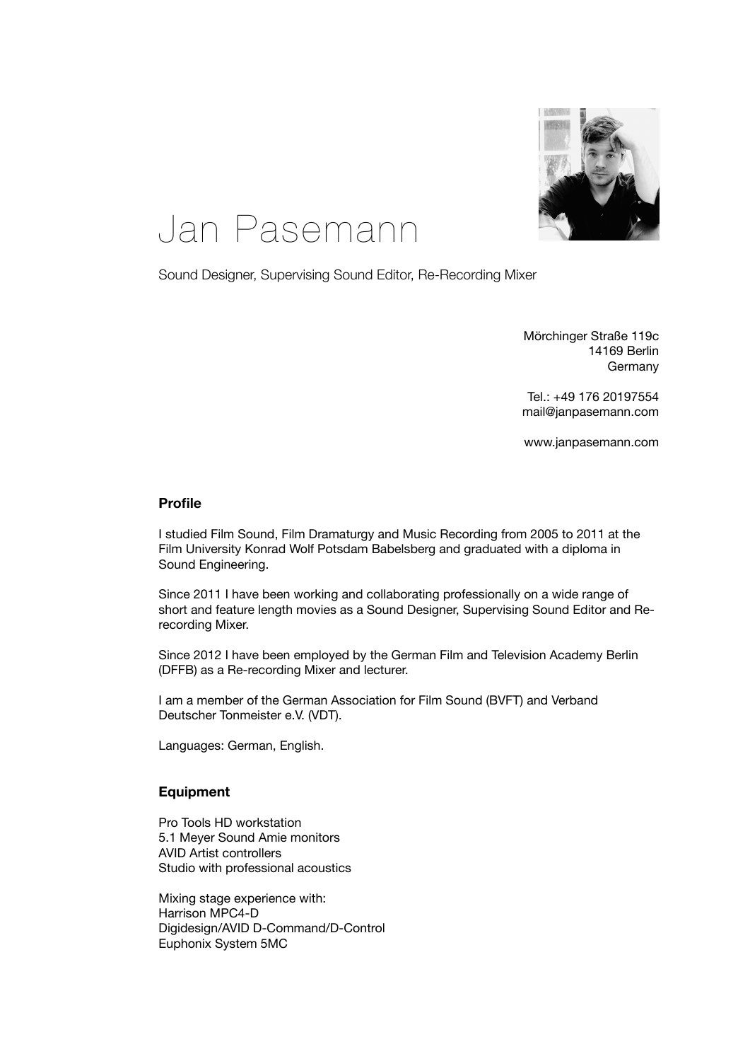# Jan Pasemann

Sound Designer, Supervising Sound Editor, Re-Recording Mixer

Mörchinger Straße 119c
14169 Berlin
Germany

Tel.: +49 176 20197554
mail@janpasemann.com

www.janpasemann.com

## Profile

I studied Film Sound, Film Dramaturgy and Music Recording from 2005 to 2011 at the Film University Konrad Wolf Potsdam Babelsberg and graduated with a diploma in Sound Engineering.

Since 2011 I have been working and collaborating professionally on a wide range of short and feature length movies as a Sound Designer, Supervising Sound Editor and Re-recording Mixer.

Since 2012 I have been employed by the German Film and Television Academy Berlin (DFFB) as a Re-recording Mixer and lecturer.

I am a member of the German Association for Film Sound (BVFT) and Verband Deutscher Tonmeister e.V. (VDT).

Languages: German, English.

## Equipment

Pro Tools HD workstation
5.1 Meyer Sound Amie monitors
AVID Artist controllers
Studio with professional acoustics

Mixing stage experience with:
Harrison MPC4-D
Digidesign/AVID D-Command/D-Control
Euphonix System 5MC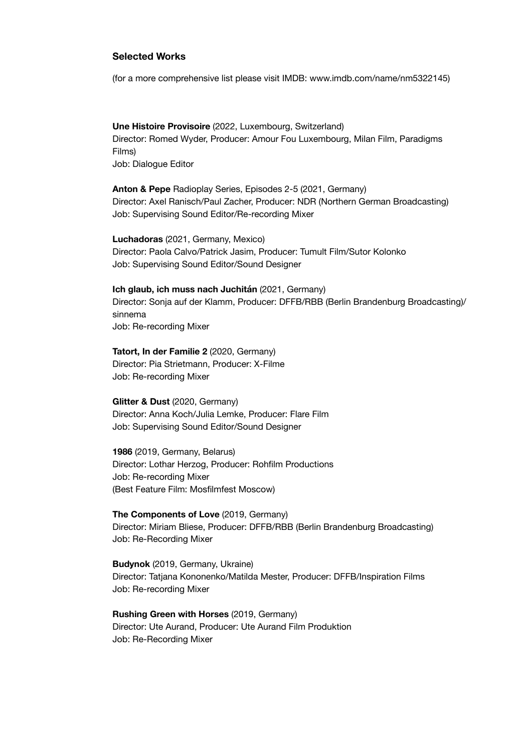### Selected Works

(for a more comprehensive list please visit IMDB: www.imdb.com/name/nm5322145)

**Une Histoire Provisoire** (2022, Luxembourg, Switzerland)
Director: Romed Wyder, Producer: Amour Fou Luxembourg, Milan Film, Paradigms Films)
Job: Dialogue Editor

**Anton & Pepe** Radioplay Series, Episodes 2-5 (2021, Germany)
Director: Axel Ranisch/Paul Zacher, Producer: NDR (Northern German Broadcasting)
Job: Supervising Sound Editor/Re-recording Mixer

**Luchadoras** (2021, Germany, Mexico)
Director: Paola Calvo/Patrick Jasim, Producer: Tumult Film/Sutor Kolonko
Job: Supervising Sound Editor/Sound Designer

**Ich glaub, ich muss nach Juchitán** (2021, Germany)
Director: Sonja auf der Klamm, Producer: DFFB/RBB (Berlin Brandenburg Broadcasting)/sinnema
Job: Re-recording Mixer

**Tatort, In der Familie 2** (2020, Germany)
Director: Pia Strietmann, Producer: X-Filme
Job: Re-recording Mixer

**Glitter & Dust** (2020, Germany)
Director: Anna Koch/Julia Lemke, Producer: Flare Film
Job: Supervising Sound Editor/Sound Designer

**1986** (2019, Germany, Belarus)
Director: Lothar Herzog, Producer: Rohfilm Productions
Job: Re-recording Mixer
(Best Feature Film: Mosfilmfest Moscow)

**The Components of Love** (2019, Germany)
Director: Miriam Bliese, Producer: DFFB/RBB (Berlin Brandenburg Broadcasting)
Job: Re-Recording Mixer

**Budynok** (2019, Germany, Ukraine)
Director: Tatjana Kononenko/Matilda Mester, Producer: DFFB/Inspiration Films
Job: Re-recording Mixer

**Rushing Green with Horses** (2019, Germany)
Director: Ute Aurand, Producer: Ute Aurand Film Produktion
Job: Re-Recording Mixer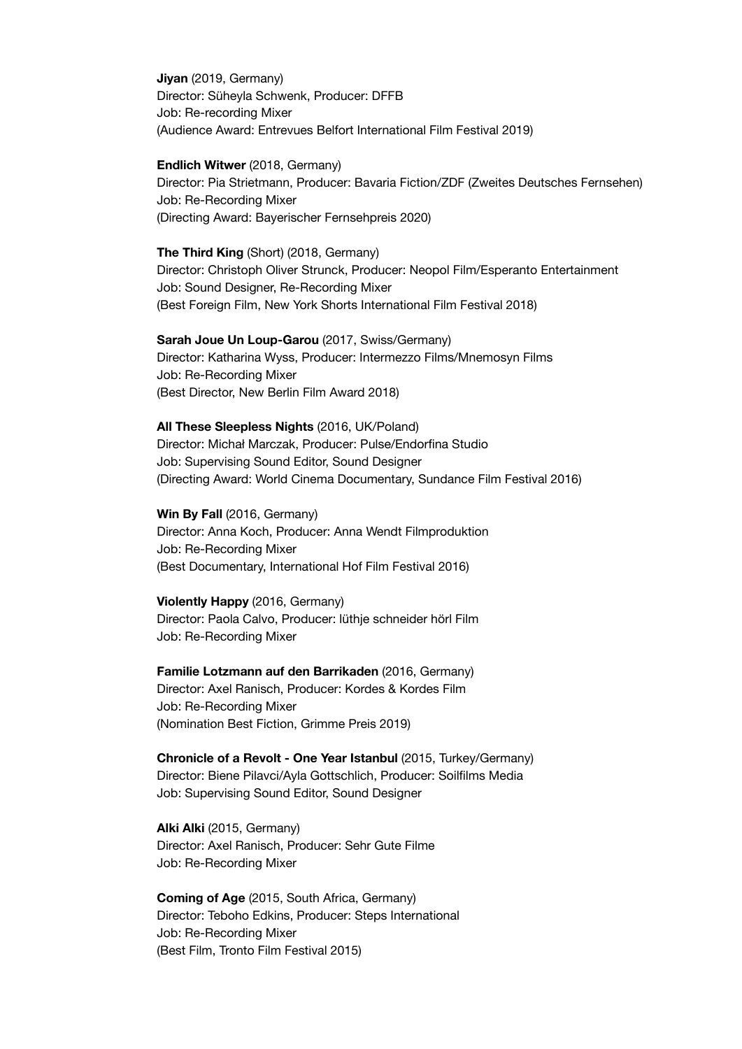**Jiyan** (2019, Germany)
Director: Süheyla Schwenk, Producer: DFFB
Job: Re-recording Mixer
(Audience Award: Entrevues Belfort International Film Festival 2019)

**Endlich Witwer** (2018, Germany)
Director: Pia Strietmann, Producer: Bavaria Fiction/ZDF (Zweites Deutsches Fernsehen)
Job: Re-Recording Mixer
(Directing Award: Bayerischer Fernsehpreis 2020)

**The Third King** (Short) (2018, Germany)
Director: Christoph Oliver Strunck, Producer: Neopol Film/Esperanto Entertainment
Job: Sound Designer, Re-Recording Mixer
(Best Foreign Film, New York Shorts International Film Festival 2018)

**Sarah Joue Un Loup-Garou** (2017, Swiss/Germany)
Director: Katharina Wyss, Producer: Intermezzo Films/Mnemosyn Films
Job: Re-Recording Mixer
(Best Director, New Berlin Film Award 2018)

**All These Sleepless Nights** (2016, UK/Poland)
Director: Michał Marczak, Producer: Pulse/Endorfina Studio
Job: Supervising Sound Editor, Sound Designer
(Directing Award: World Cinema Documentary, Sundance Film Festival 2016)

**Win By Fall** (2016, Germany)
Director: Anna Koch, Producer: Anna Wendt Filmproduktion
Job: Re-Recording Mixer
(Best Documentary, International Hof Film Festival 2016)

**Violently Happy** (2016, Germany)
Director: Paola Calvo, Producer: lüthje schneider hörl Film
Job: Re-Recording Mixer

**Familie Lotzmann auf den Barrikaden** (2016, Germany)
Director: Axel Ranisch, Producer: Kordes & Kordes Film
Job: Re-Recording Mixer
(Nomination Best Fiction, Grimme Preis 2019)

**Chronicle of a Revolt - One Year Istanbul** (2015, Turkey/Germany)
Director: Biene Pilavci/Ayla Gottschlich, Producer: Soilfilms Media
Job: Supervising Sound Editor, Sound Designer

**Alki Alki** (2015, Germany)
Director: Axel Ranisch, Producer: Sehr Gute Filme
Job: Re-Recording Mixer

**Coming of Age** (2015, South Africa, Germany)
Director: Teboho Edkins, Producer: Steps International
Job: Re-Recording Mixer
(Best Film, Tronto Film Festival 2015)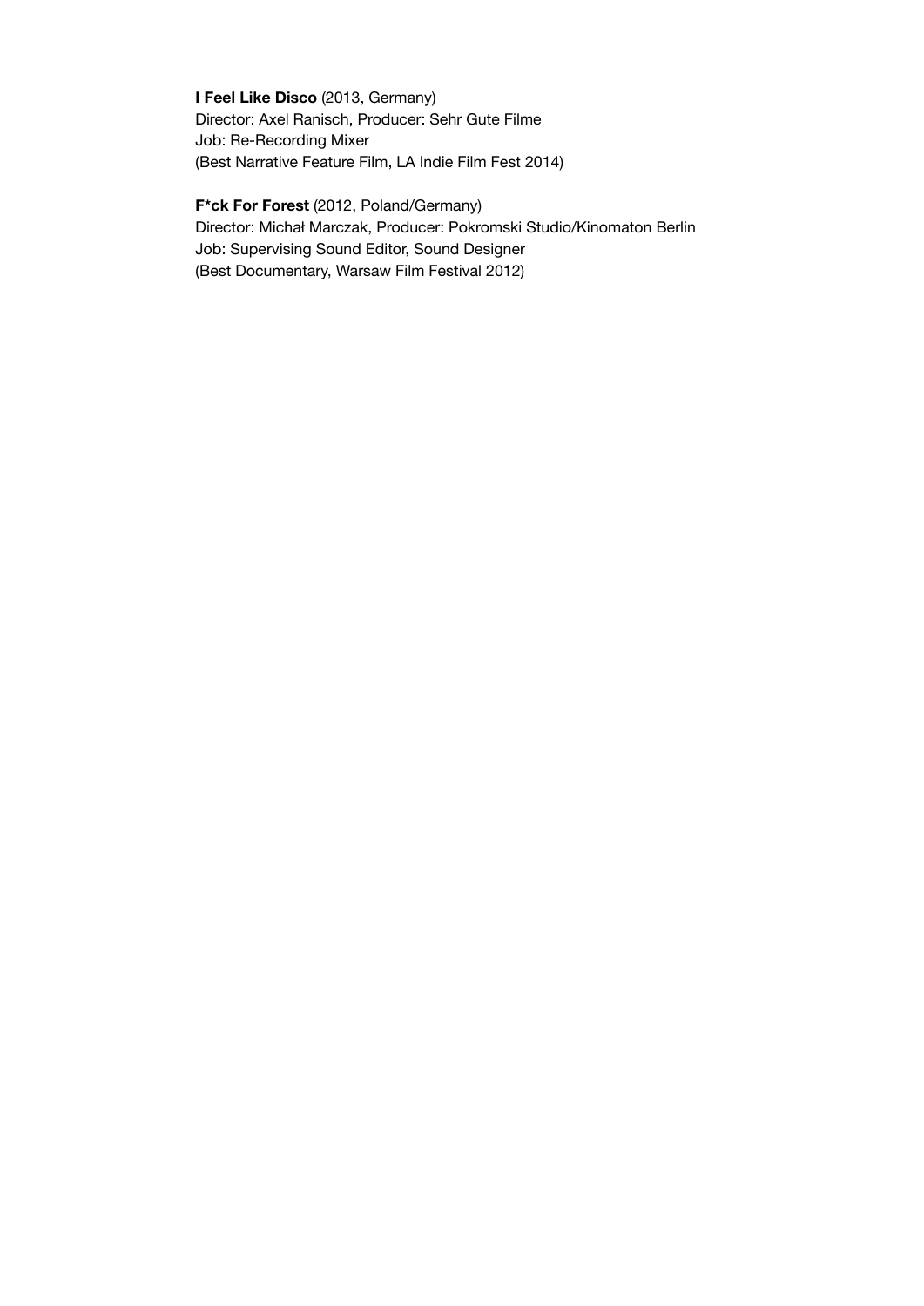**I Feel Like Disco** (2013, Germany)
Director: Axel Ranisch, Producer: Sehr Gute Filme
Job: Re-Recording Mixer
(Best Narrative Feature Film, LA Indie Film Fest 2014)

**F*ck For Forest** (2012, Poland/Germany)
Director: Michał Marczak, Producer: Pokromski Studio/Kinomaton Berlin
Job: Supervising Sound Editor, Sound Designer
(Best Documentary, Warsaw Film Festival 2012)